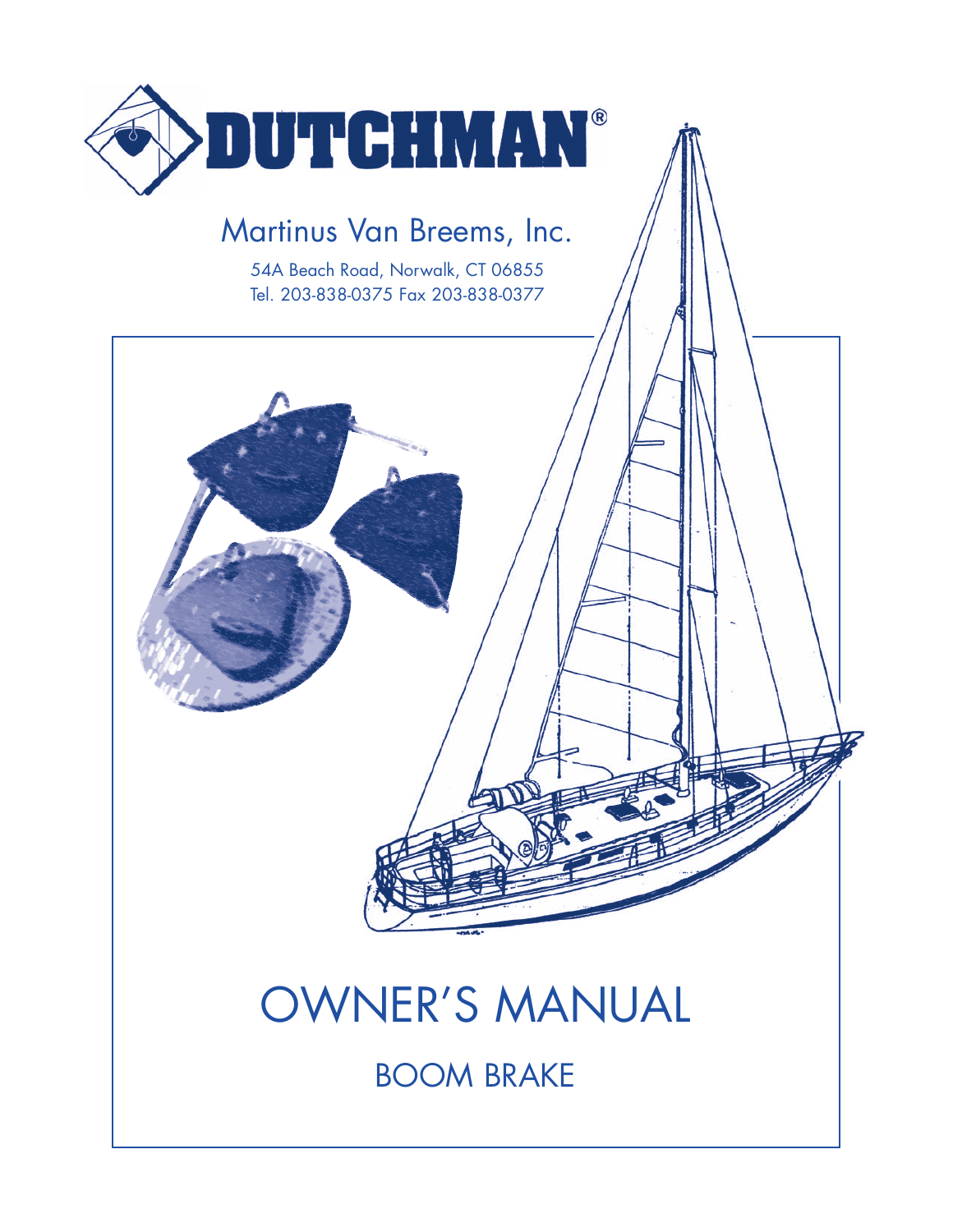# DUTCHMAN®

Martinus Van Breems, Inc.

54A Beach Road, Norwalk, CT 06855
Tel. 203-838-0375 Fax 203-838-0377

# OWNER'S MANUAL

## BOOM BRAKE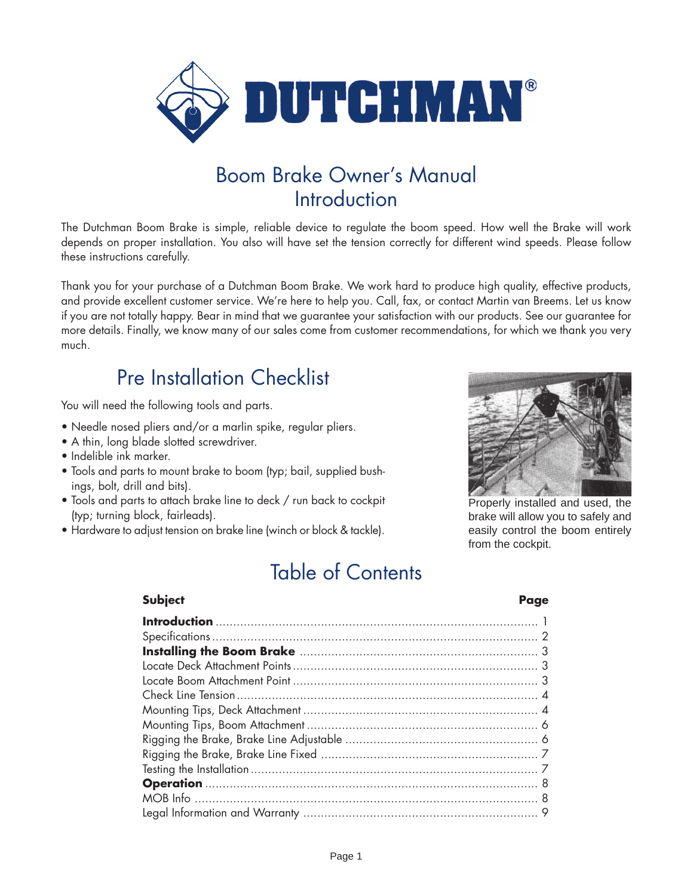# DUTCHMAN®

# Boom Brake Owner's Manual
# Introduction

The Dutchman Boom Brake is simple, reliable device to regulate the boom speed. How well the Brake will work depends on proper installation. You also will have set the tension correctly for different wind speeds. Please follow these instructions carefully.

Thank you for your purchase of a Dutchman Boom Brake. We work hard to produce high quality, effective products, and provide excellent customer service. We're here to help you. Call, fax, or contact Martin van Breems. Let us know if you are not totally happy. Bear in mind that we guarantee your satisfaction with our products. See our guarantee for more details. Finally, we know many of our sales come from customer recommendations, for which we thank you very much.

## Pre Installation Checklist

You will need the following tools and parts.

- Needle nosed pliers and/or a marlin spike, regular pliers.
- A thin, long blade slotted screwdriver.
- Indelible ink marker.
- Tools and parts to mount brake to boom (typ; bail, supplied bushings, bolt, drill and bits).
- Tools and parts to attach brake line to deck / run back to cockpit (typ; turning block, fairleads).
- Hardware to adjust tension on brake line (winch or block & tackle).

Properly installed and used, the brake will allow you to safely and easily control the boom entirely from the cockpit.

## Table of Contents

| Subject | Page |
|---|---|
| **Introduction** | 1 |
| Specifications | 2 |
| **Installing the Boom Brake** | 3 |
| Locate Deck Attachment Points | 3 |
| Locate Boom Attachment Point | 3 |
| Check Line Tension | 4 |
| Mounting Tips, Deck Attachment | 4 |
| Mounting Tips, Boom Attachment | 6 |
| Rigging the Brake, Brake Line Adjustable | 6 |
| Rigging the Brake, Brake Line Fixed | 7 |
| Testing the Installation | 7 |
| **Operation** | 8 |
| MOB Info | 8 |
| Legal Information and Warranty | 9 |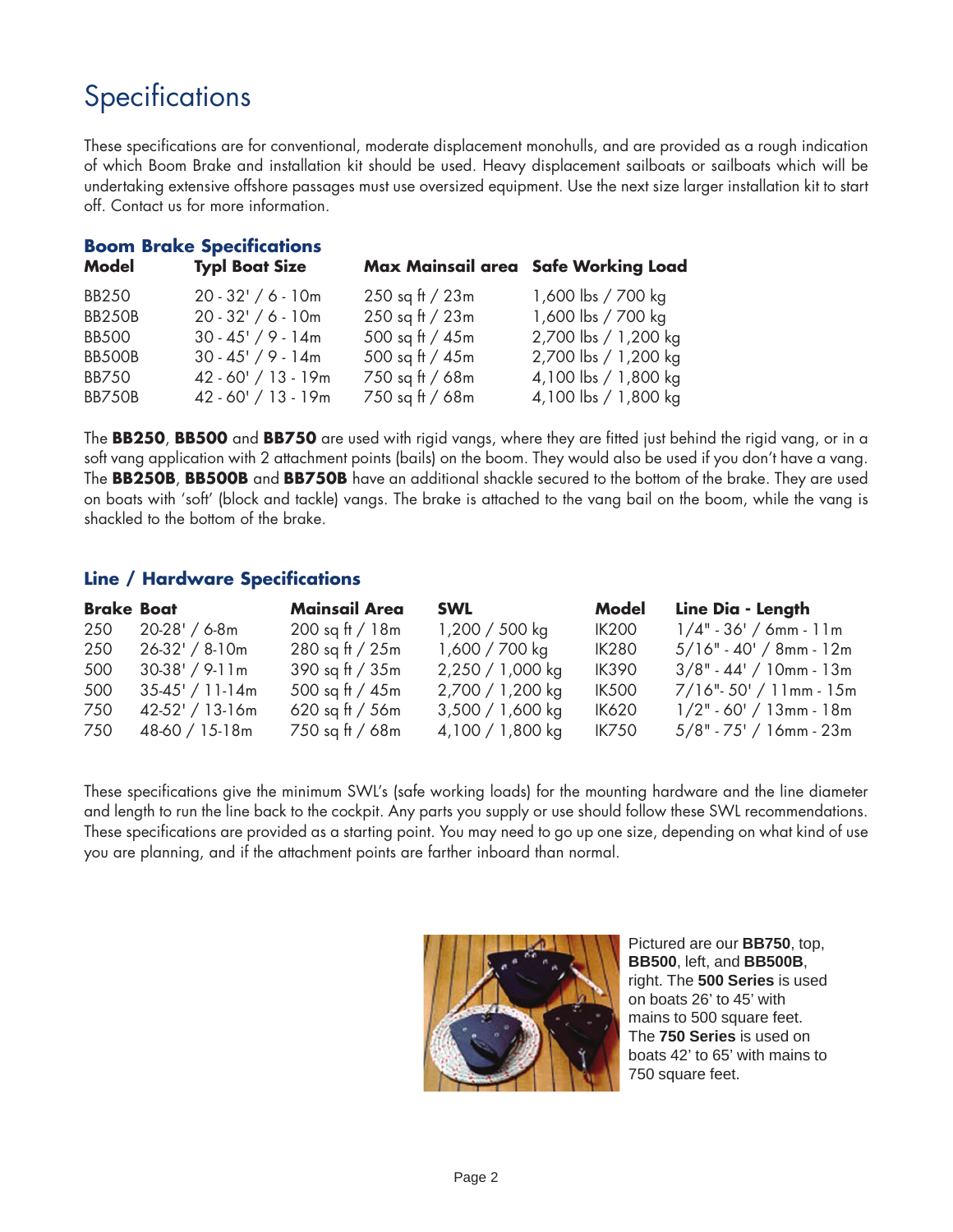# Specifications

These specifications are for conventional, moderate displacement monohulls, and are provided as a rough indication of which Boom Brake and installation kit should be used. Heavy displacement sailboats or sailboats which will be undertaking extensive offshore passages must use oversized equipment. Use the next size larger installation kit to start off. Contact us for more information.

### Boom Brake Specifications

| Model | Typl Boat Size | Max Mainsail area | Safe Working Load |
|---|---|---|---|
| BB250 | 20 - 32' / 6 - 10m | 250 sq ft / 23m | 1,600 lbs / 700 kg |
| BB250B | 20 - 32' / 6 - 10m | 250 sq ft / 23m | 1,600 lbs / 700 kg |
| BB500 | 30 - 45' / 9 - 14m | 500 sq ft / 45m | 2,700 lbs / 1,200 kg |
| BB500B | 30 - 45' / 9 - 14m | 500 sq ft / 45m | 2,700 lbs / 1,200 kg |
| BB750 | 42 - 60' / 13 - 19m | 750 sq ft / 68m | 4,100 lbs / 1,800 kg |
| BB750B | 42 - 60' / 13 - 19m | 750 sq ft / 68m | 4,100 lbs / 1,800 kg |

The **BB250**, **BB500** and **BB750** are used with rigid vangs, where they are fitted just behind the rigid vang, or in a soft vang application with 2 attachment points (bails) on the boom. They would also be used if you don't have a vang. The **BB250B**, **BB500B** and **BB750B** have an additional shackle secured to the bottom of the brake. They are used on boats with 'soft' (block and tackle) vangs. The brake is attached to the vang bail on the boom, while the vang is shackled to the bottom of the brake.

### Line / Hardware Specifications

| Brake | Boat | Mainsail Area | SWL | Model | Line Dia - Length |
|---|---|---|---|---|---|
| 250 | 20-28' / 6-8m | 200 sq ft / 18m | 1,200 / 500 kg | IK200 | 1/4" - 36' / 6mm - 11m |
| 250 | 26-32' / 8-10m | 280 sq ft / 25m | 1,600 / 700 kg | IK280 | 5/16" - 40' / 8mm - 12m |
| 500 | 30-38' / 9-11m | 390 sq ft / 35m | 2,250 / 1,000 kg | IK390 | 3/8" - 44' / 10mm - 13m |
| 500 | 35-45' / 11-14m | 500 sq ft / 45m | 2,700 / 1,200 kg | IK500 | 7/16"- 50' / 11mm - 15m |
| 750 | 42-52' / 13-16m | 620 sq ft / 56m | 3,500 / 1,600 kg | IK620 | 1/2" - 60' / 13mm - 18m |
| 750 | 48-60 / 15-18m | 750 sq ft / 68m | 4,100 / 1,800 kg | IK750 | 5/8" - 75' / 16mm - 23m |

These specifications give the minimum SWL's (safe working loads) for the mounting hardware and the line diameter and length to run the line back to the cockpit. Any parts you supply or use should follow these SWL recommendations. These specifications are provided as a starting point. You may need to go up one size, depending on what kind of use you are planning, and if the attachment points are farther inboard than normal.

Pictured are our **BB750**, top, **BB500**, left, and **BB500B**, right. The **500 Series** is used on boats 26' to 45' with mains to 500 square feet. The **750 Series** is used on boats 42' to 65' with mains to 750 square feet.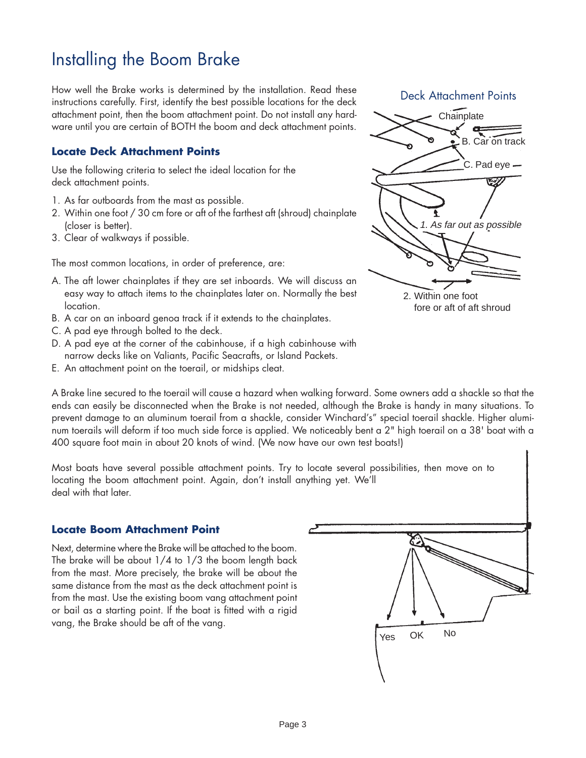# Installing the Boom Brake

How well the Brake works is determined by the installation. Read these instructions carefully. First, identify the best possible locations for the deck attachment point, then the boom attachment point. Do not install any hardware until you are certain of BOTH the boom and deck attachment points.

### Locate Deck Attachment Points

Use the following criteria to select the ideal location for the deck attachment points.

1. As far outboards from the mast as possible.
2. Within one foot / 30 cm fore or aft of the farthest aft (shroud) chainplate (closer is better).
3. Clear of walkways if possible.

The most common locations, in order of preference, are:

A. The aft lower chainplates if they are set inboards. We will discuss an easy way to attach items to the chainplates later on. Normally the best location.
B. A car on an inboard genoa track if it extends to the chainplates.
C. A pad eye through bolted to the deck.
D. A pad eye at the corner of the cabinhouse, if a high cabinhouse with narrow decks like on Valiants, Pacific Seacrafts, or Island Packets.
E. An attachment point on the toerail, or midships cleat.

Deck Attachment Points

Chainplate
B. Car on track
C. Pad eye
1. As far out as possible
2. Within one foot fore or aft of aft shroud

A Brake line secured to the toerail will cause a hazard when walking forward. Some owners add a shackle so that the ends can easily be disconnected when the Brake is not needed, although the Brake is handy in many situations. To prevent damage to an aluminum toerail from a shackle, consider Winchard's" special toerail shackle. Higher aluminum toerails will deform if too much side force is applied. We noticeably bent a 2" high toerail on a 38' boat with a 400 square foot main in about 20 knots of wind. (We now have our own test boats!)

Most boats have several possible attachment points. Try to locate several possibilities, then move on to locating the boom attachment point. Again, don't install anything yet. We'll deal with that later.

### Locate Boom Attachment Point

Next, determine where the Brake will be attached to the boom. The brake will be about 1/4 to 1/3 the boom length back from the mast. More precisely, the brake will be about the same distance from the mast as the deck attachment point is from the mast. Use the existing boom vang attachment point or bail as a starting point. If the boat is fitted with a rigid vang, the Brake should be aft of the vang.

Yes OK No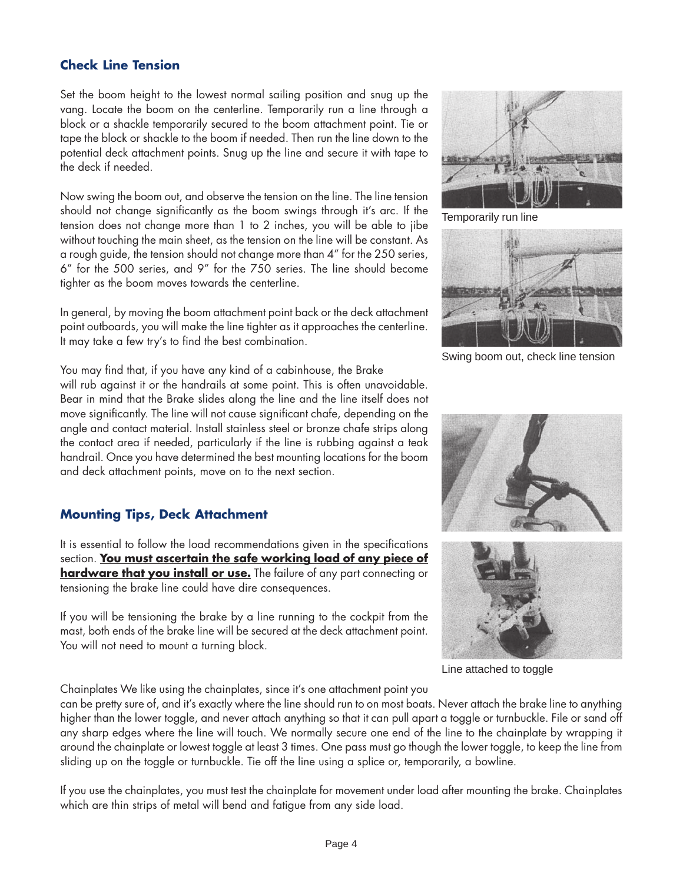## Check Line Tension

Set the boom height to the lowest normal sailing position and snug up the vang. Locate the boom on the centerline. Temporarily run a line through a block or a shackle temporarily secured to the boom attachment point. Tie or tape the block or shackle to the boom if needed. Then run the line down to the potential deck attachment points. Snug up the line and secure it with tape to the deck if needed.

Now swing the boom out, and observe the tension on the line. The line tension should not change significantly as the boom swings through it's arc. If the tension does not change more than 1 to 2 inches, you will be able to jibe without touching the main sheet, as the tension on the line will be constant. As a rough guide, the tension should not change more than 4" for the 250 series, 6" for the 500 series, and 9" for the 750 series. The line should become tighter as the boom moves towards the centerline.

In general, by moving the boom attachment point back or the deck attachment point outboards, you will make the line tighter as it approaches the centerline. It may take a few try's to find the best combination.

You may find that, if you have any kind of a cabinhouse, the Brake will rub against it or the handrails at some point. This is often unavoidable. Bear in mind that the Brake slides along the line and the line itself does not move significantly. The line will not cause significant chafe, depending on the angle and contact material. Install stainless steel or bronze chafe strips along the contact area if needed, particularly if the line is rubbing against a teak handrail. Once you have determined the best mounting locations for the boom and deck attachment points, move on to the next section.

Temporarily run line

Swing boom out, check line tension

## Mounting Tips, Deck Attachment

It is essential to follow the load recommendations given in the specifications section. **You must ascertain the safe working load of any piece of hardware that you install or use.** The failure of any part connecting or tensioning the brake line could have dire consequences.

If you will be tensioning the brake by a line running to the cockpit from the mast, both ends of the brake line will be secured at the deck attachment point. You will not need to mount a turning block.

Line attached to toggle

Chainplates We like using the chainplates, since it's one attachment point you can be pretty sure of, and it's exactly where the line should run to on most boats. Never attach the brake line to anything higher than the lower toggle, and never attach anything so that it can pull apart a toggle or turnbuckle. File or sand off any sharp edges where the line will touch. We normally secure one end of the line to the chainplate by wrapping it around the chainplate or lowest toggle at least 3 times. One pass must go though the lower toggle, to keep the line from sliding up on the toggle or turnbuckle. Tie off the line using a splice or, temporarily, a bowline.

If you use the chainplates, you must test the chainplate for movement under load after mounting the brake. Chainplates which are thin strips of metal will bend and fatigue from any side load.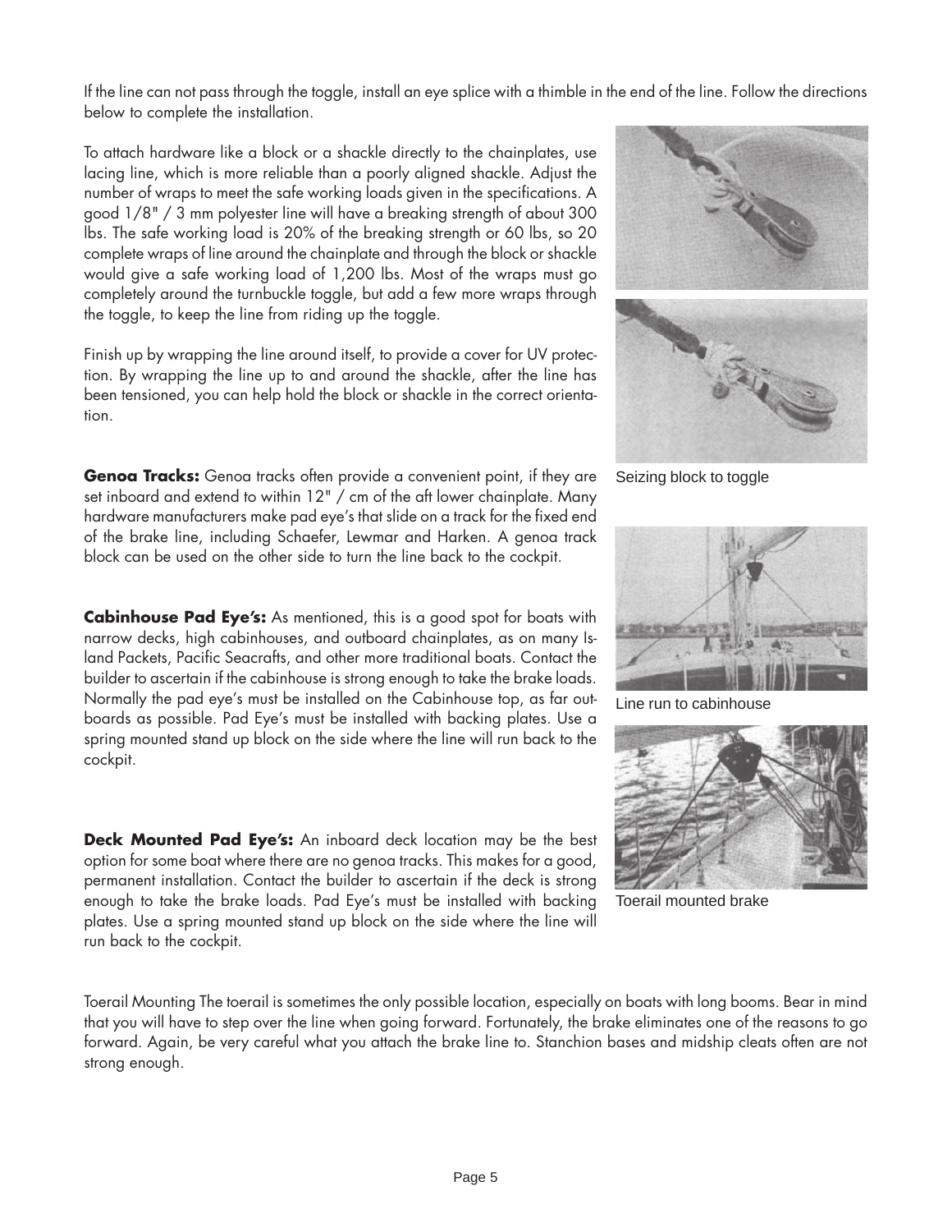If the line can not pass through the toggle, install an eye splice with a thimble in the end of the line. Follow the directions below to complete the installation.

To attach hardware like a block or a shackle directly to the chainplates, use lacing line, which is more reliable than a poorly aligned shackle. Adjust the number of wraps to meet the safe working loads given in the specifications. A good 1/8" / 3 mm polyester line will have a breaking strength of about 300 lbs. The safe working load is 20% of the breaking strength or 60 lbs, so 20 complete wraps of line around the chainplate and through the block or shackle would give a safe working load of 1,200 lbs. Most of the wraps must go completely around the turnbuckle toggle, but add a few more wraps through the toggle, to keep the line from riding up the toggle.

Finish up by wrapping the line around itself, to provide a cover for UV protection. By wrapping the line up to and around the shackle, after the line has been tensioned, you can help hold the block or shackle in the correct orientation.

Seizing block to toggle

**Genoa Tracks:** Genoa tracks often provide a convenient point, if they are set inboard and extend to within 12" / cm of the aft lower chainplate. Many hardware manufacturers make pad eye's that slide on a track for the fixed end of the brake line, including Schaefer, Lewmar and Harken. A genoa track block can be used on the other side to turn the line back to the cockpit.

**Cabinhouse Pad Eye's:** As mentioned, this is a good spot for boats with narrow decks, high cabinhouses, and outboard chainplates, as on many Island Packets, Pacific Seacrafts, and other more traditional boats. Contact the builder to ascertain if the cabinhouse is strong enough to take the brake loads. Normally the pad eye's must be installed on the Cabinhouse top, as far outboards as possible. Pad Eye's must be installed with backing plates. Use a spring mounted stand up block on the side where the line will run back to the cockpit.

Line run to cabinhouse

**Deck Mounted Pad Eye's:** An inboard deck location may be the best option for some boat where there are no genoa tracks. This makes for a good, permanent installation. Contact the builder to ascertain if the deck is strong enough to take the brake loads. Pad Eye's must be installed with backing plates. Use a spring mounted stand up block on the side where the line will run back to the cockpit.

Toerail mounted brake

Toerail Mounting The toerail is sometimes the only possible location, especially on boats with long booms. Bear in mind that you will have to step over the line when going forward. Fortunately, the brake eliminates one of the reasons to go forward. Again, be very careful what you attach the brake line to. Stanchion bases and midship cleats often are not strong enough.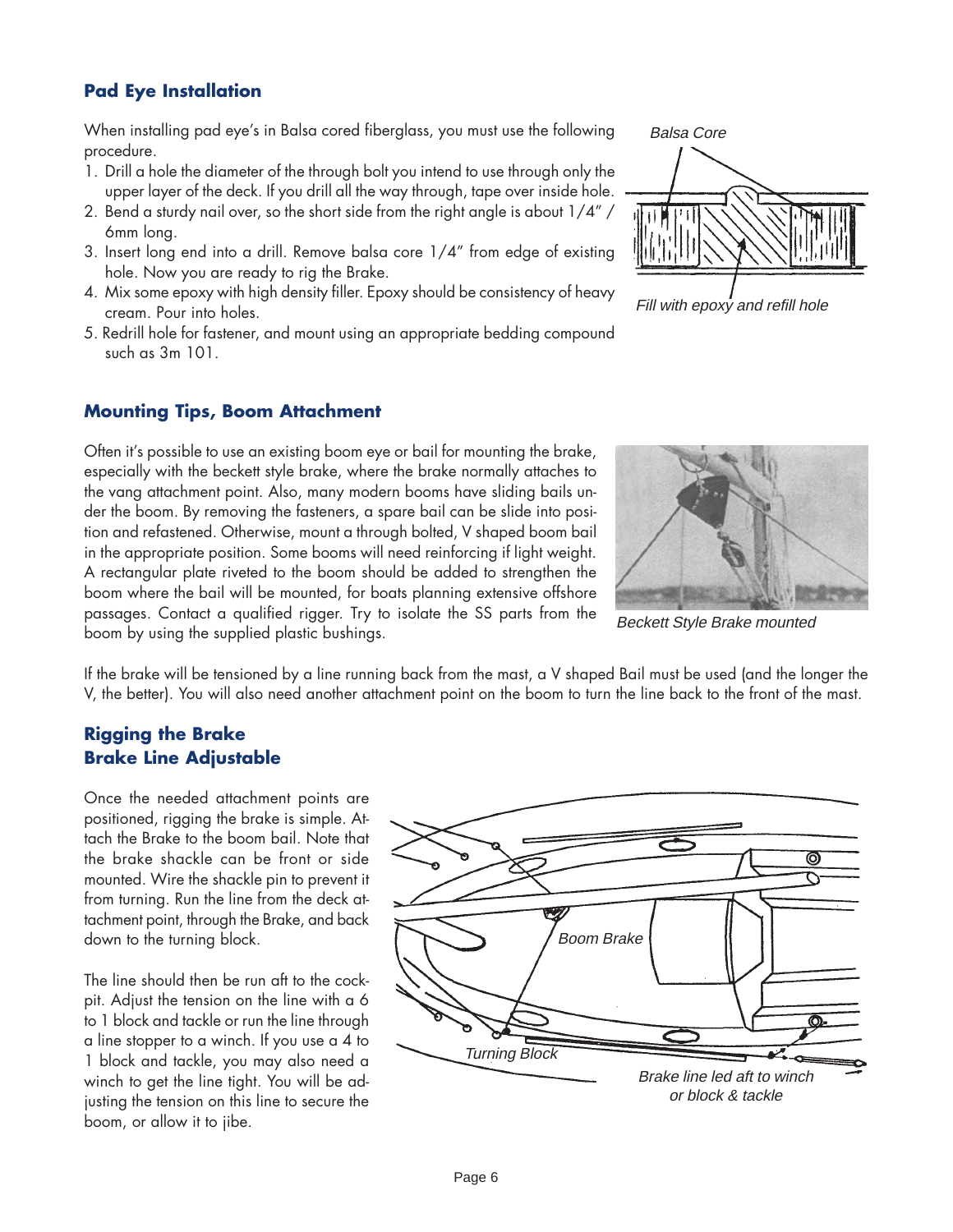## Pad Eye Installation

When installing pad eye's in Balsa cored fiberglass, you must use the following procedure.

1. Drill a hole the diameter of the through bolt you intend to use through only the upper layer of the deck. If you drill all the way through, tape over inside hole.
2. Bend a sturdy nail over, so the short side from the right angle is about 1/4" / 6mm long.
3. Insert long end into a drill. Remove balsa core 1/4" from edge of existing hole. Now you are ready to rig the Brake.
4. Mix some epoxy with high density filler. Epoxy should be consistency of heavy cream. Pour into holes.
5. Redrill hole for fastener, and mount using an appropriate bedding compound such as 3m 101.

*Balsa Core*

*Fill with epoxy and refill hole*

## Mounting Tips, Boom Attachment

Often it's possible to use an existing boom eye or bail for mounting the brake, especially with the beckett style brake, where the brake normally attaches to the vang attachment point. Also, many modern booms have sliding bails under the boom. By removing the fasteners, a spare bail can be slide into position and refastened. Otherwise, mount a through bolted, V shaped boom bail in the appropriate position. Some booms will need reinforcing if light weight. A rectangular plate riveted to the boom should be added to strengthen the boom where the bail will be mounted, for boats planning extensive offshore passages. Contact a qualified rigger. Try to isolate the SS parts from the boom by using the supplied plastic bushings.

*Beckett Style Brake mounted*

If the brake will be tensioned by a line running back from the mast, a V shaped Bail must be used (and the longer the V, the better). You will also need another attachment point on the boom to turn the line back to the front of the mast.

## Rigging the Brake
## Brake Line Adjustable

Once the needed attachment points are positioned, rigging the brake is simple. Attach the Brake to the boom bail. Note that the brake shackle can be front or side mounted. Wire the shackle pin to prevent it from turning. Run the line from the deck attachment point, through the Brake, and back down to the turning block.

The line should then be run aft to the cockpit. Adjust the tension on the line with a 6 to 1 block and tackle or run the line through a line stopper to a winch. If you use a 4 to 1 block and tackle, you may also need a winch to get the line tight. You will be adjusting the tension on this line to secure the boom, or allow it to jibe.

*Boom Brake*

*Turning Block*

*Brake line led aft to winch or block & tackle*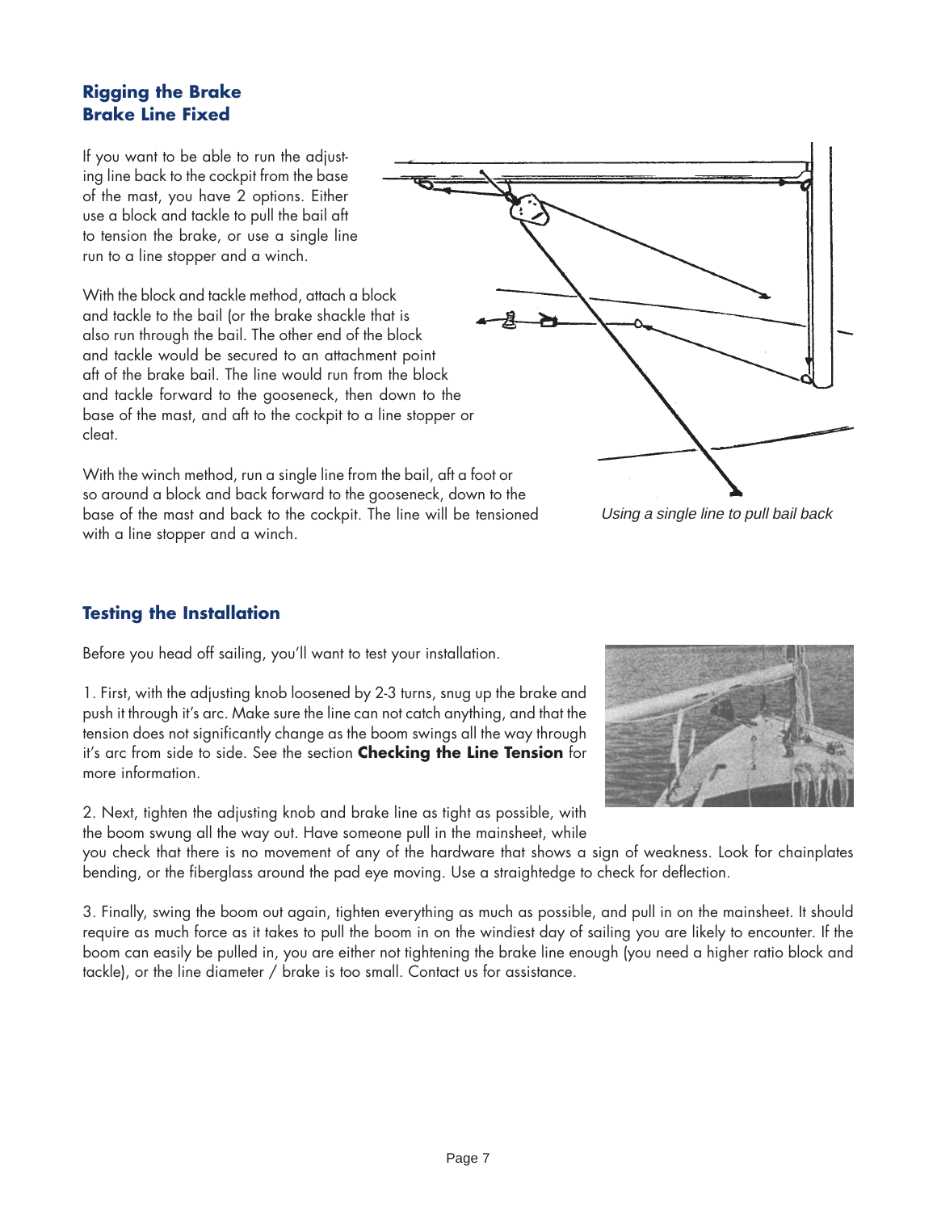## Rigging the Brake
## Brake Line Fixed

If you want to be able to run the adjusting line back to the cockpit from the base of the mast, you have 2 options. Either use a block and tackle to pull the bail aft to tension the brake, or use a single line run to a line stopper and a winch.

With the block and tackle method, attach a block and tackle to the bail (or the brake shackle that is also run through the bail. The other end of the block and tackle would be secured to an attachment point aft of the brake bail. The line would run from the block and tackle forward to the gooseneck, then down to the base of the mast, and aft to the cockpit to a line stopper or cleat.

With the winch method, run a single line from the bail, aft a foot or so around a block and back forward to the gooseneck, down to the base of the mast and back to the cockpit. The line will be tensioned with a line stopper and a winch.

*Using a single line to pull bail back*

## Testing the Installation

Before you head off sailing, you'll want to test your installation.

1. First, with the adjusting knob loosened by 2-3 turns, snug up the brake and push it through it's arc. Make sure the line can not catch anything, and that the tension does not significantly change as the boom swings all the way through it's arc from side to side. See the section **Checking the Line Tension** for more information.

2. Next, tighten the adjusting knob and brake line as tight as possible, with the boom swung all the way out. Have someone pull in the mainsheet, while you check that there is no movement of any of the hardware that shows a sign of weakness. Look for chainplates bending, or the fiberglass around the pad eye moving. Use a straightedge to check for deflection.

3. Finally, swing the boom out again, tighten everything as much as possible, and pull in on the mainsheet. It should require as much force as it takes to pull the boom in on the windiest day of sailing you are likely to encounter. If the boom can easily be pulled in, you are either not tightening the brake line enough (you need a higher ratio block and tackle), or the line diameter / brake is too small. Contact us for assistance.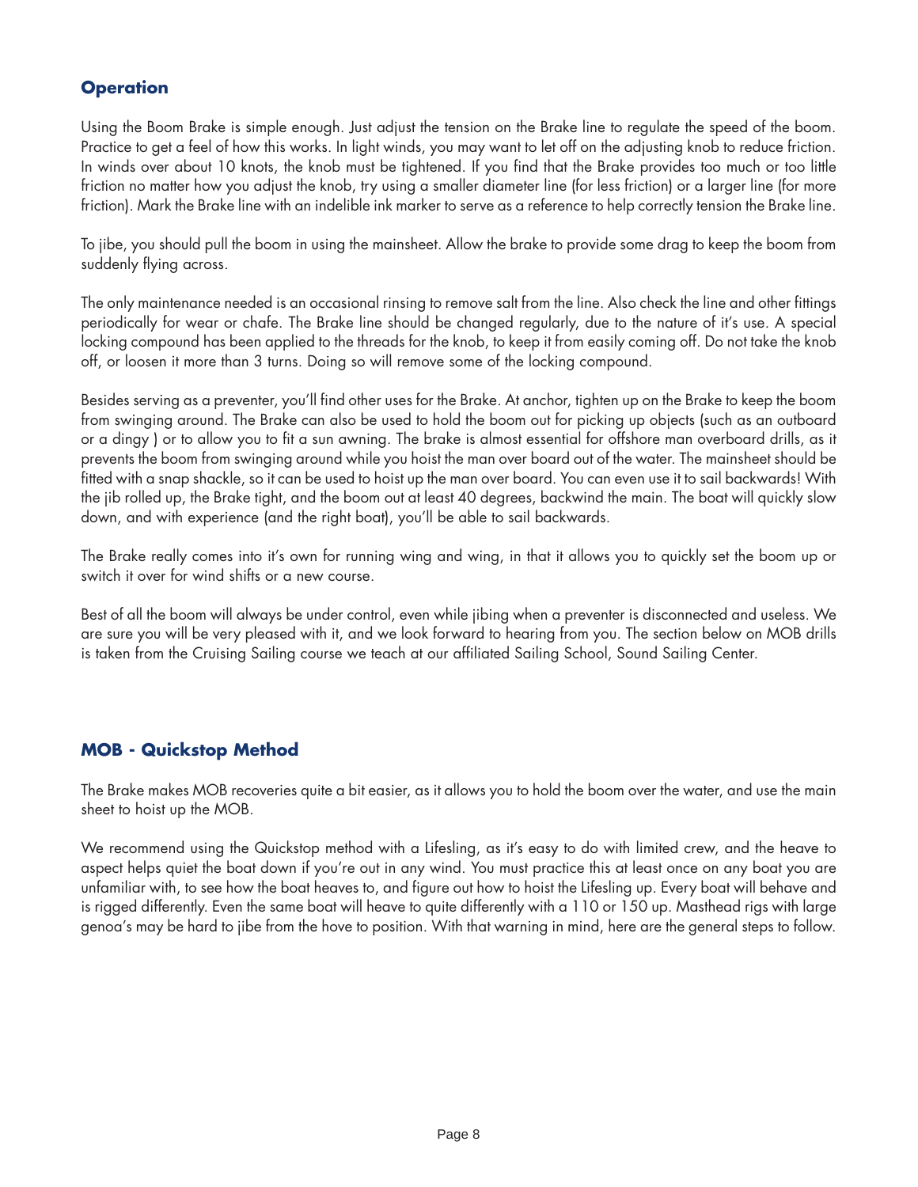## Operation

Using the Boom Brake is simple enough. Just adjust the tension on the Brake line to regulate the speed of the boom. Practice to get a feel of how this works. In light winds, you may want to let off on the adjusting knob to reduce friction. In winds over about 10 knots, the knob must be tightened. If you find that the Brake provides too much or too little friction no matter how you adjust the knob, try using a smaller diameter line (for less friction) or a larger line (for more friction). Mark the Brake line with an indelible ink marker to serve as a reference to help correctly tension the Brake line.

To jibe, you should pull the boom in using the mainsheet. Allow the brake to provide some drag to keep the boom from suddenly flying across.

The only maintenance needed is an occasional rinsing to remove salt from the line. Also check the line and other fittings periodically for wear or chafe. The Brake line should be changed regularly, due to the nature of it's use. A special locking compound has been applied to the threads for the knob, to keep it from easily coming off. Do not take the knob off, or loosen it more than 3 turns. Doing so will remove some of the locking compound.

Besides serving as a preventer, you'll find other uses for the Brake. At anchor, tighten up on the Brake to keep the boom from swinging around. The Brake can also be used to hold the boom out for picking up objects (such as an outboard or a dingy ) or to allow you to fit a sun awning. The brake is almost essential for offshore man overboard drills, as it prevents the boom from swinging around while you hoist the man over board out of the water. The mainsheet should be fitted with a snap shackle, so it can be used to hoist up the man over board. You can even use it to sail backwards! With the jib rolled up, the Brake tight, and the boom out at least 40 degrees, backwind the main. The boat will quickly slow down, and with experience (and the right boat), you'll be able to sail backwards.

The Brake really comes into it's own for running wing and wing, in that it allows you to quickly set the boom up or switch it over for wind shifts or a new course.

Best of all the boom will always be under control, even while jibing when a preventer is disconnected and useless. We are sure you will be very pleased with it, and we look forward to hearing from you. The section below on MOB drills is taken from the Cruising Sailing course we teach at our affiliated Sailing School, Sound Sailing Center.

## MOB - Quickstop Method

The Brake makes MOB recoveries quite a bit easier, as it allows you to hold the boom over the water, and use the main sheet to hoist up the MOB.

We recommend using the Quickstop method with a Lifesling, as it's easy to do with limited crew, and the heave to aspect helps quiet the boat down if you're out in any wind. You must practice this at least once on any boat you are unfamiliar with, to see how the boat heaves to, and figure out how to hoist the Lifesling up. Every boat will behave and is rigged differently. Even the same boat will heave to quite differently with a 110 or 150 up. Masthead rigs with large genoa's may be hard to jibe from the hove to position. With that warning in mind, here are the general steps to follow.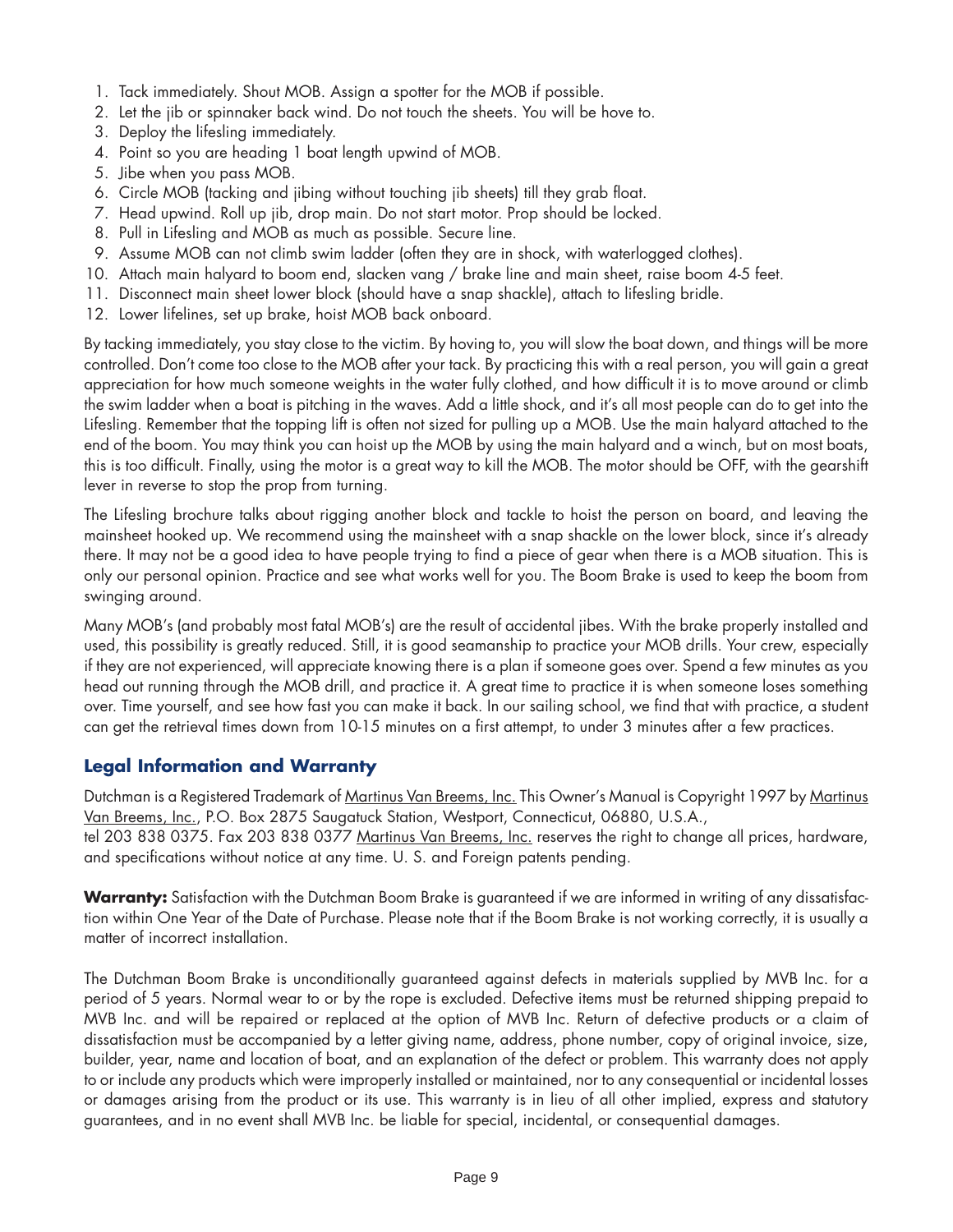1. Tack immediately. Shout MOB. Assign a spotter for the MOB if possible.
2. Let the jib or spinnaker back wind. Do not touch the sheets. You will be hove to.
3. Deploy the lifesling immediately.
4. Point so you are heading 1 boat length upwind of MOB.
5. Jibe when you pass MOB.
6. Circle MOB (tacking and jibing without touching jib sheets) till they grab float.
7. Head upwind. Roll up jib, drop main. Do not start motor. Prop should be locked.
8. Pull in Lifesling and MOB as much as possible. Secure line.
9. Assume MOB can not climb swim ladder (often they are in shock, with waterlogged clothes).
10. Attach main halyard to boom end, slacken vang / brake line and main sheet, raise boom 4-5 feet.
11. Disconnect main sheet lower block (should have a snap shackle), attach to lifesling bridle.
12. Lower lifelines, set up brake, hoist MOB back onboard.

By tacking immediately, you stay close to the victim. By hoving to, you will slow the boat down, and things will be more controlled. Don't come too close to the MOB after your tack. By practicing this with a real person, you will gain a great appreciation for how much someone weights in the water fully clothed, and how difficult it is to move around or climb the swim ladder when a boat is pitching in the waves. Add a little shock, and it's all most people can do to get into the Lifesling. Remember that the topping lift is often not sized for pulling up a MOB. Use the main halyard attached to the end of the boom. You may think you can hoist up the MOB by using the main halyard and a winch, but on most boats, this is too difficult. Finally, using the motor is a great way to kill the MOB. The motor should be OFF, with the gearshift lever in reverse to stop the prop from turning.

The Lifesling brochure talks about rigging another block and tackle to hoist the person on board, and leaving the mainsheet hooked up. We recommend using the mainsheet with a snap shackle on the lower block, since it's already there. It may not be a good idea to have people trying to find a piece of gear when there is a MOB situation. This is only our personal opinion. Practice and see what works well for you. The Boom Brake is used to keep the boom from swinging around.

Many MOB's (and probably most fatal MOB's) are the result of accidental jibes. With the brake properly installed and used, this possibility is greatly reduced. Still, it is good seamanship to practice your MOB drills. Your crew, especially if they are not experienced, will appreciate knowing there is a plan if someone goes over. Spend a few minutes as you head out running through the MOB drill, and practice it. A great time to practice it is when someone loses something over. Time yourself, and see how fast you can make it back. In our sailing school, we find that with practice, a student can get the retrieval times down from 10-15 minutes on a first attempt, to under 3 minutes after a few practices.

## Legal Information and Warranty

Dutchman is a Registered Trademark of Martinus Van Breems, Inc. This Owner's Manual is Copyright 1997 by Martinus Van Breems, Inc., P.O. Box 2875 Saugatuck Station, Westport, Connecticut, 06880, U.S.A.,
tel 203 838 0375. Fax 203 838 0377 Martinus Van Breems, Inc. reserves the right to change all prices, hardware, and specifications without notice at any time. U. S. and Foreign patents pending.

**Warranty:** Satisfaction with the Dutchman Boom Brake is guaranteed if we are informed in writing of any dissatisfaction within One Year of the Date of Purchase. Please note that if the Boom Brake is not working correctly, it is usually a matter of incorrect installation.

The Dutchman Boom Brake is unconditionally guaranteed against defects in materials supplied by MVB Inc. for a period of 5 years. Normal wear to or by the rope is excluded. Defective items must be returned shipping prepaid to MVB Inc. and will be repaired or replaced at the option of MVB Inc. Return of defective products or a claim of dissatisfaction must be accompanied by a letter giving name, address, phone number, copy of original invoice, size, builder, year, name and location of boat, and an explanation of the defect or problem. This warranty does not apply to or include any products which were improperly installed or maintained, nor to any consequential or incidental losses or damages arising from the product or its use. This warranty is in lieu of all other implied, express and statutory guarantees, and in no event shall MVB Inc. be liable for special, incidental, or consequential damages.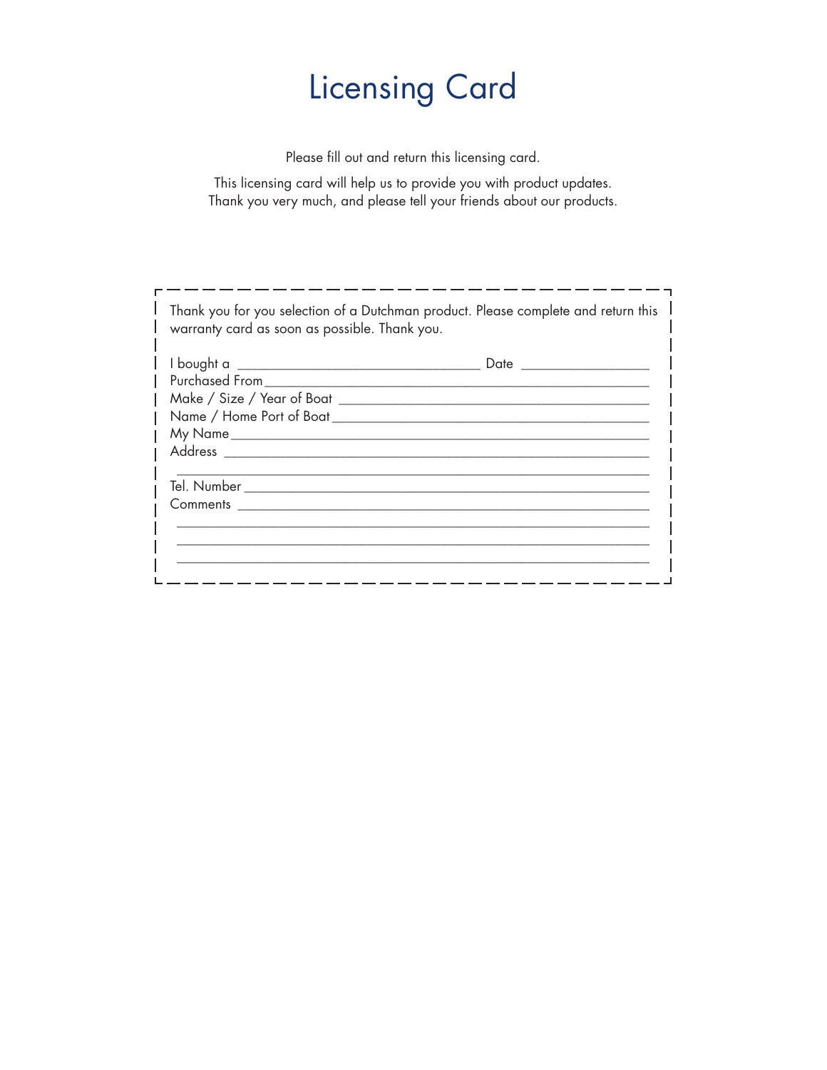# Licensing Card

Please fill out and return this licensing card.

This licensing card will help us to provide you with product updates.
Thank you very much, and please tell your friends about our products.

Thank you for you selection of a Dutchman product. Please complete and return this warranty card as soon as possible. Thank you.

I bought a ________________________________ Date ________________

Purchased From __________________________________________________

Make / Size / Year of Boat ________________________________________

Name / Home Port of Boat ________________________________________

My Name ________________________________________________________

Address ________________________________________________________

________________________________________________________________

Tel. Number _____________________________________________________

Comments _______________________________________________________

________________________________________________________________

________________________________________________________________

________________________________________________________________